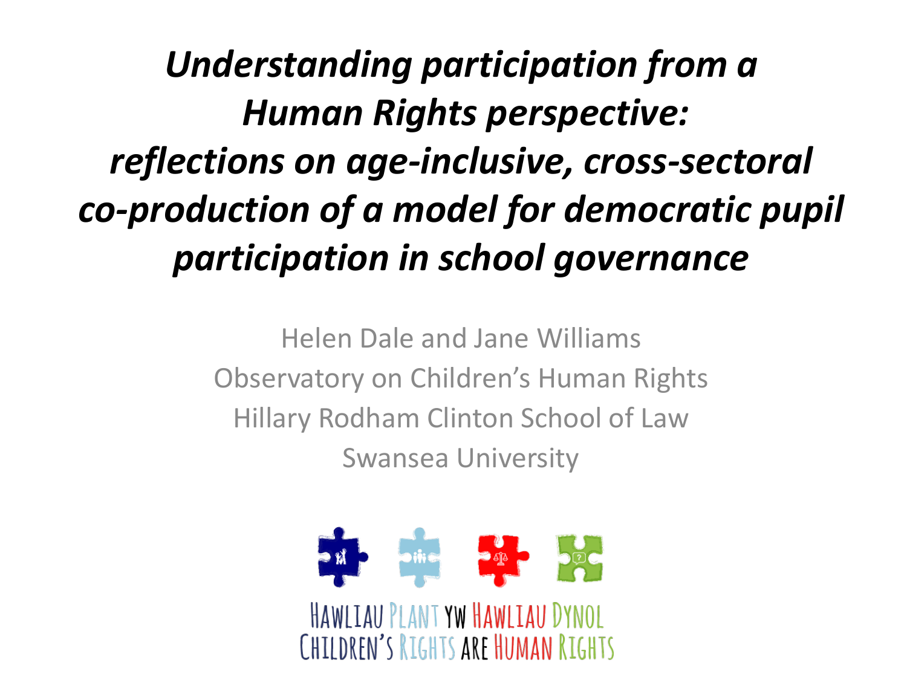# *Understanding participation from a Human Rights perspective: reflections on age-inclusive, cross-sectoral co-production of a model for democratic pupil participation in school governance*

Helen Dale and Jane Williams

Observatory on Children's Human Rights

Hillary Rodham Clinton School of Law

Swansea University

HAWLIAU PLANT YW HAWLIAU DYNOL

CHILDREN'S RIGHTS ARE HUMAN RIGHTS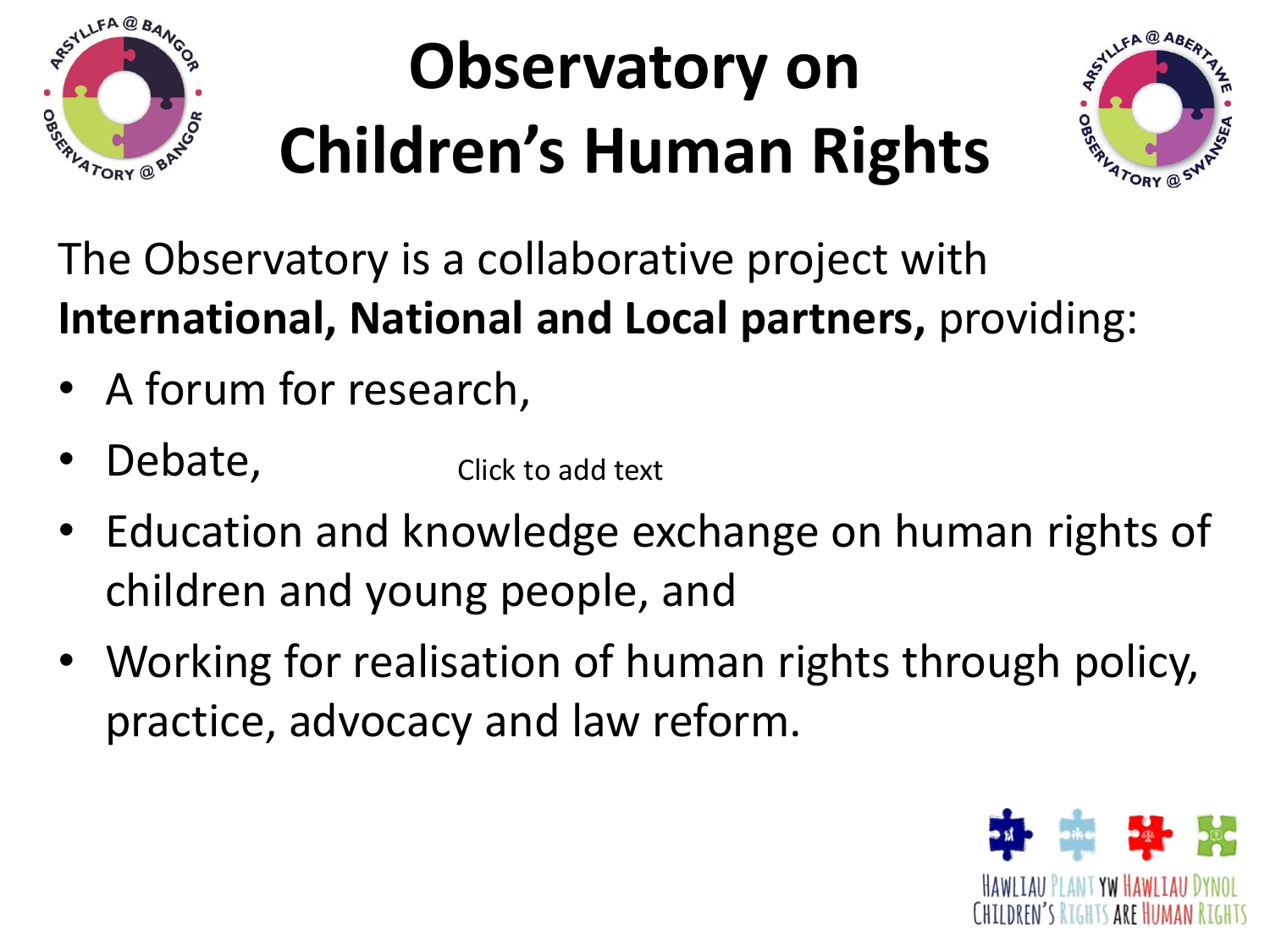# Observatory on Children's Human Rights

The Observatory is a collaborative project with **International, National and Local partners,** providing:

- A forum for research,
- Debate,
- Education and knowledge exchange on human rights of children and young people, and
- Working for realisation of human rights through policy, practice, advocacy and law reform.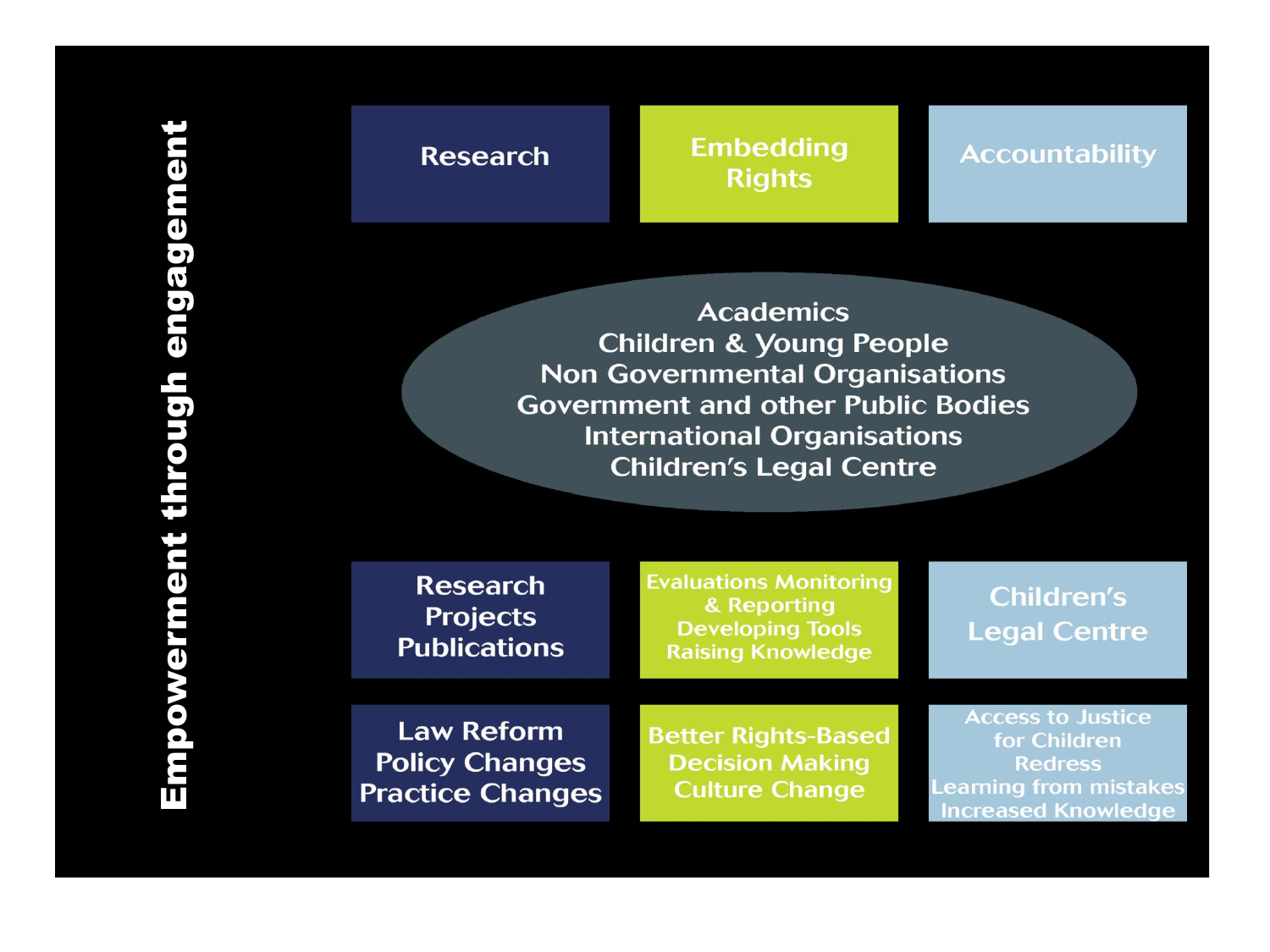**Empowerment through engagement**

| Research | Embedding Rights | Accountability |
| --- | --- | --- |

Academics
Children & Young People
Non Governmental Organisations
Government and other Public Bodies
International Organisations
Children's Legal Centre

| Research Projects Publications | Evaluations Monitoring & Reporting Developing Tools Raising Knowledge | Children's Legal Centre |
| --- | --- | --- |
| Law Reform Policy Changes Practice Changes | Better Rights-Based Decision Making Culture Change | Access to Justice for Children Redress Learning from mistakes Increased Knowledge |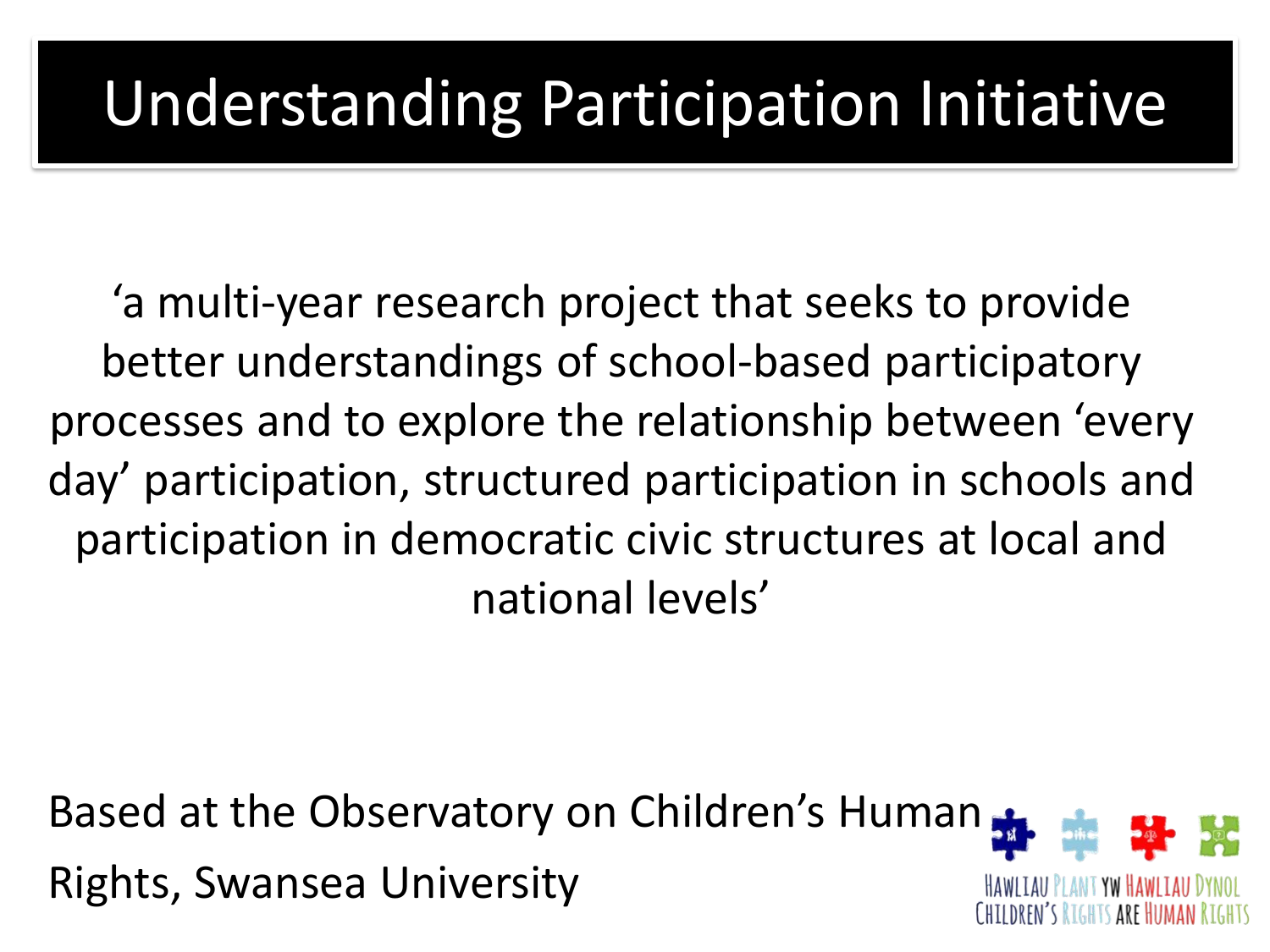# Understanding Participation Initiative

'a multi-year research project that seeks to provide better understandings of school-based participatory processes and to explore the relationship between 'every day' participation, structured participation in schools and participation in democratic civic structures at local and national levels'

Based at the Observatory on Children's Human Rights, Swansea University

HAWLIAU PLANT YW HAWLIAU DYNOL
CHILDREN'S RIGHTS ARE HUMAN RIGHTS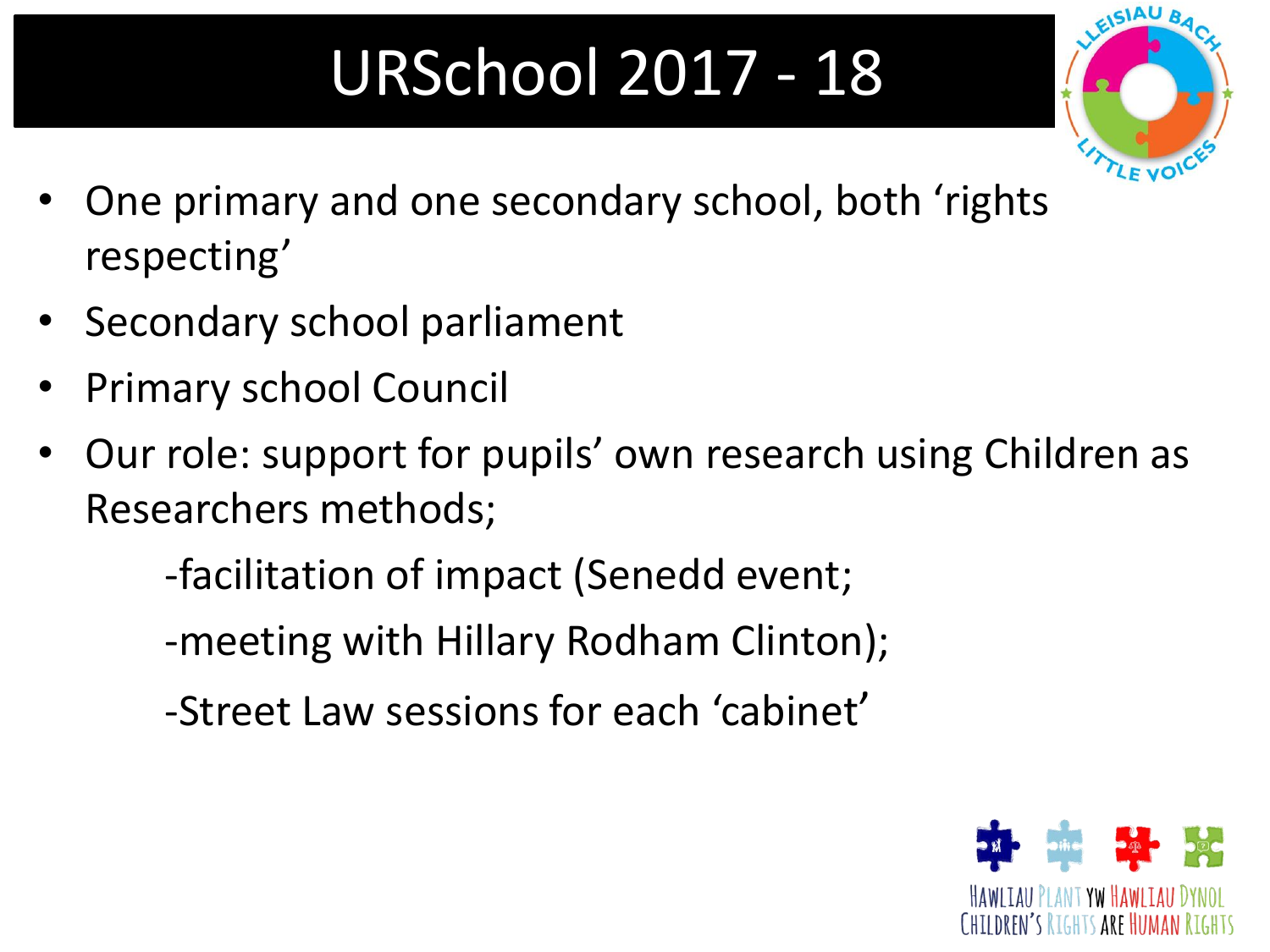# URSchool 2017 - 18

- One primary and one secondary school, both 'rights respecting'
- Secondary school parliament
- Primary school Council
- Our role: support for pupils' own research using Children as Researchers methods;
  - -facilitation of impact (Senedd event;
  - -meeting with Hillary Rodham Clinton);
  - -Street Law sessions for each 'cabinet'

HAWLIAU PLANT YW HAWLIAU DYNOL
CHILDREN'S RIGHTS ARE HUMAN RIGHTS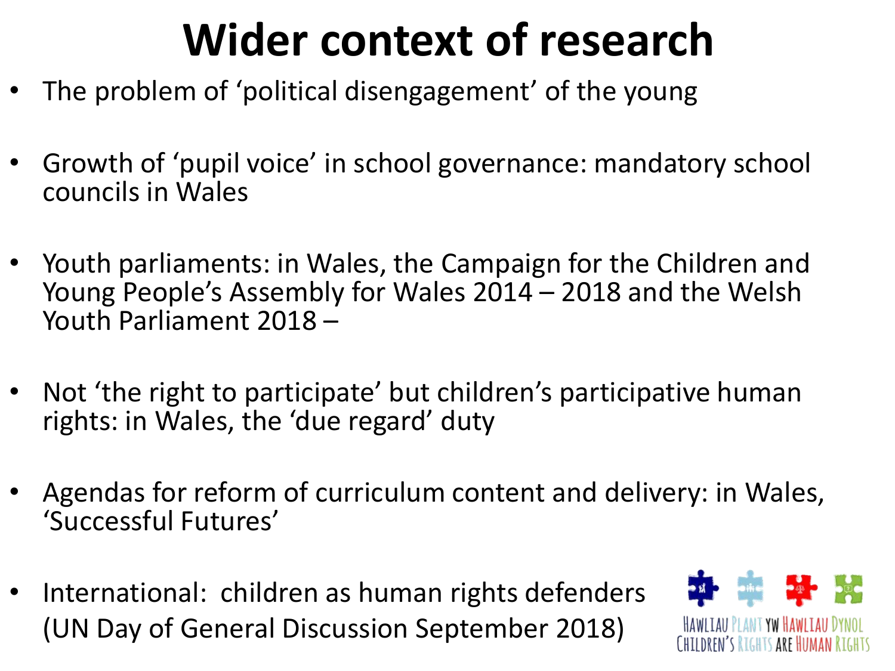# Wider context of research

- The problem of 'political disengagement' of the young
- Growth of 'pupil voice' in school governance: mandatory school councils in Wales
- Youth parliaments: in Wales, the Campaign for the Children and Young People's Assembly for Wales 2014 – 2018 and the Welsh Youth Parliament 2018 –
- Not 'the right to participate' but children's participative human rights: in Wales, the 'due regard' duty
- Agendas for reform of curriculum content and delivery: in Wales, 'Successful Futures'
- International: children as human rights defenders (UN Day of General Discussion September 2018)

HAWLIAU PLANT YW HAWLIAU DYNOL
CHILDREN'S RIGHTS ARE HUMAN RIGHTS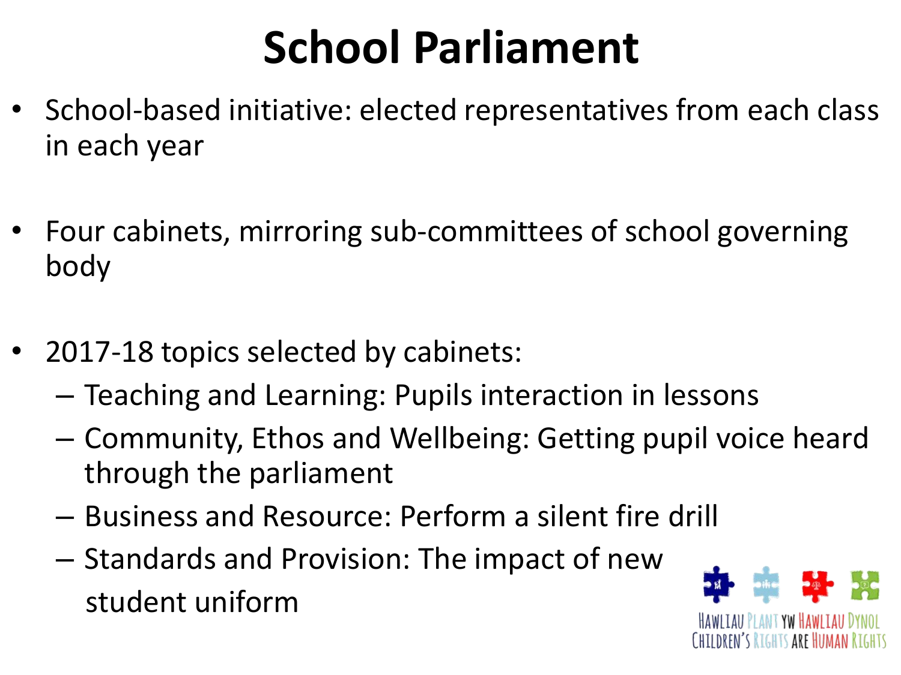# School Parliament

- School-based initiative: elected representatives from each class in each year
- Four cabinets, mirroring sub-committees of school governing body
- 2017-18 topics selected by cabinets:
  - Teaching and Learning: Pupils interaction in lessons
  - Community, Ethos and Wellbeing: Getting pupil voice heard through the parliament
  - Business and Resource: Perform a silent fire drill
  - Standards and Provision: The impact of new student uniform

HAWLIAU PLANT YW HAWLIAU DYNOL
CHILDREN'S RIGHTS ARE HUMAN RIGHTS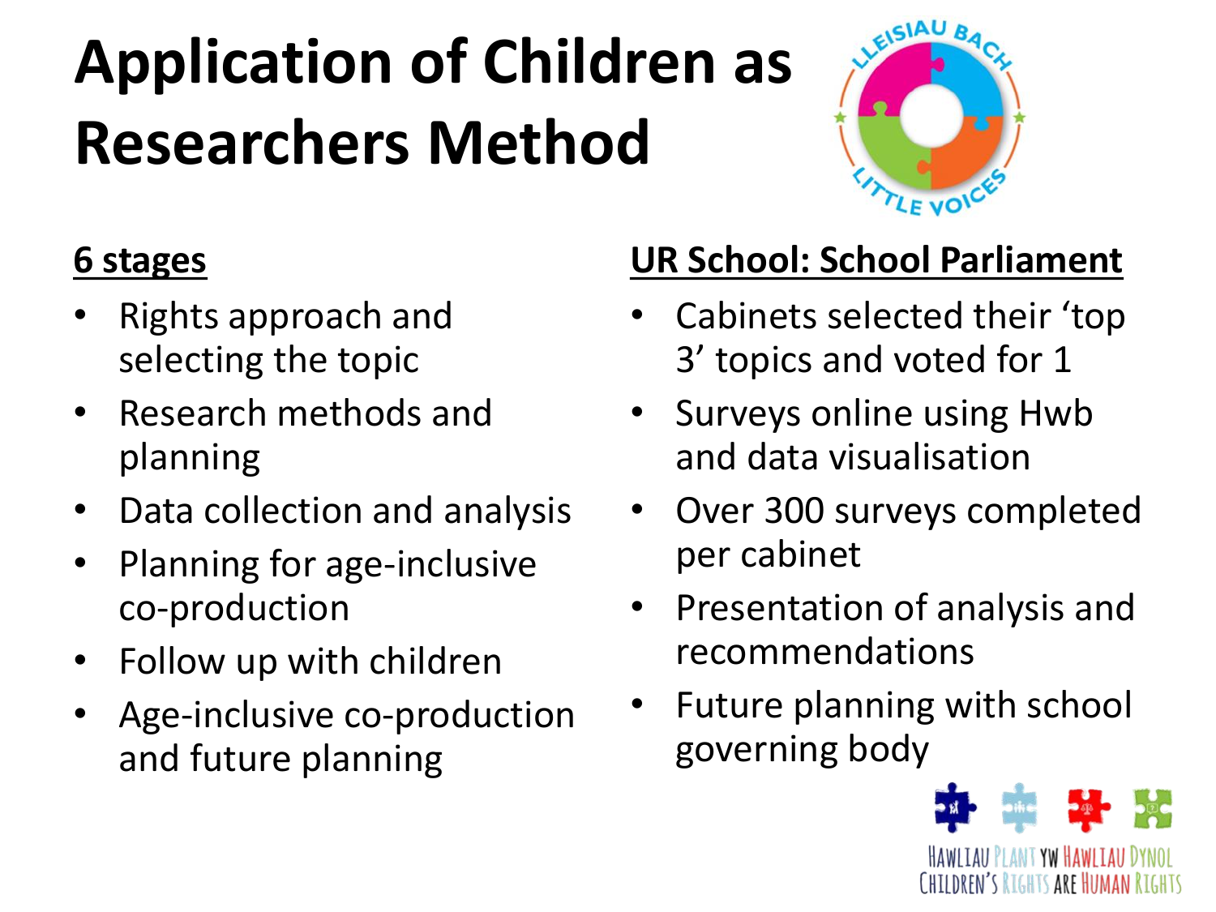# Application of Children as Researchers Method

## 6 stages

- Rights approach and selecting the topic
- Research methods and planning
- Data collection and analysis
- Planning for age-inclusive co-production
- Follow up with children
- Age-inclusive co-production and future planning

## UR School: School Parliament

- Cabinets selected their 'top 3' topics and voted for 1
- Surveys online using Hwb and data visualisation
- Over 300 surveys completed per cabinet
- Presentation of analysis and recommendations
- Future planning with school governing body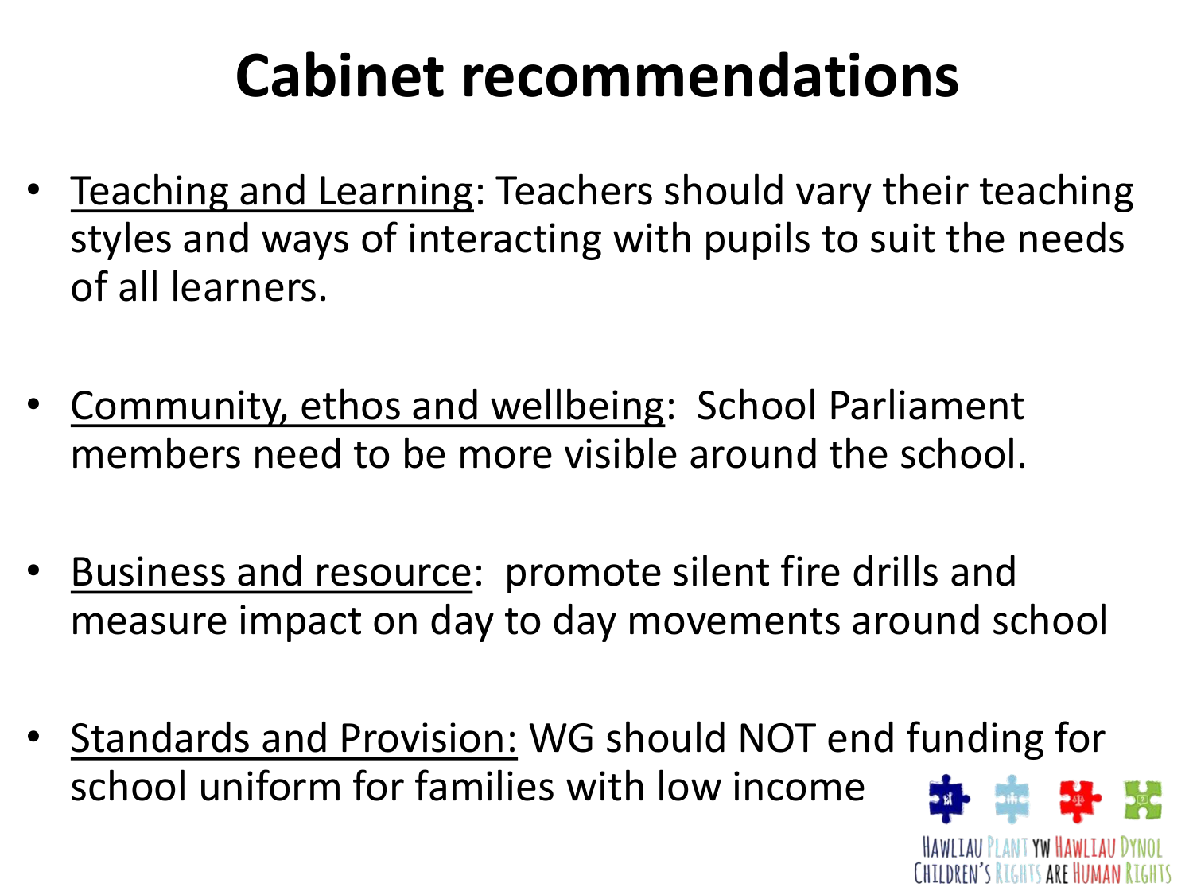# Cabinet recommendations

- Teaching and Learning: Teachers should vary their teaching styles and ways of interacting with pupils to suit the needs of all learners.
- Community, ethos and wellbeing: School Parliament members need to be more visible around the school.
- Business and resource: promote silent fire drills and measure impact on day to day movements around school
- Standards and Provision: WG should NOT end funding for school uniform for families with low income

HAWLIAU PLANT YW HAWLIAU DYNOL
CHILDREN'S RIGHTS ARE HUMAN RIGHTS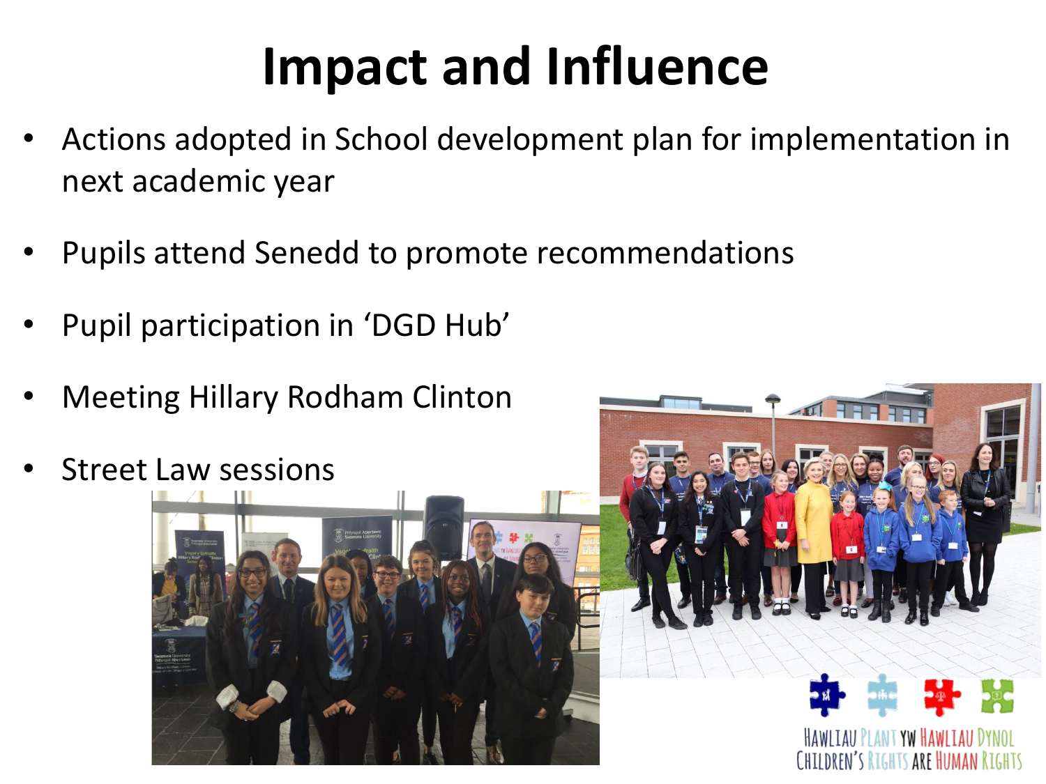# Impact and Influence

- Actions adopted in School development plan for implementation in next academic year
- Pupils attend Senedd to promote recommendations
- Pupil participation in 'DGD Hub'
- Meeting Hillary Rodham Clinton
- Street Law sessions

HAWLIAU PLANT YW HAWLIAU DYNOL
CHILDREN'S RIGHTS ARE HUMAN RIGHTS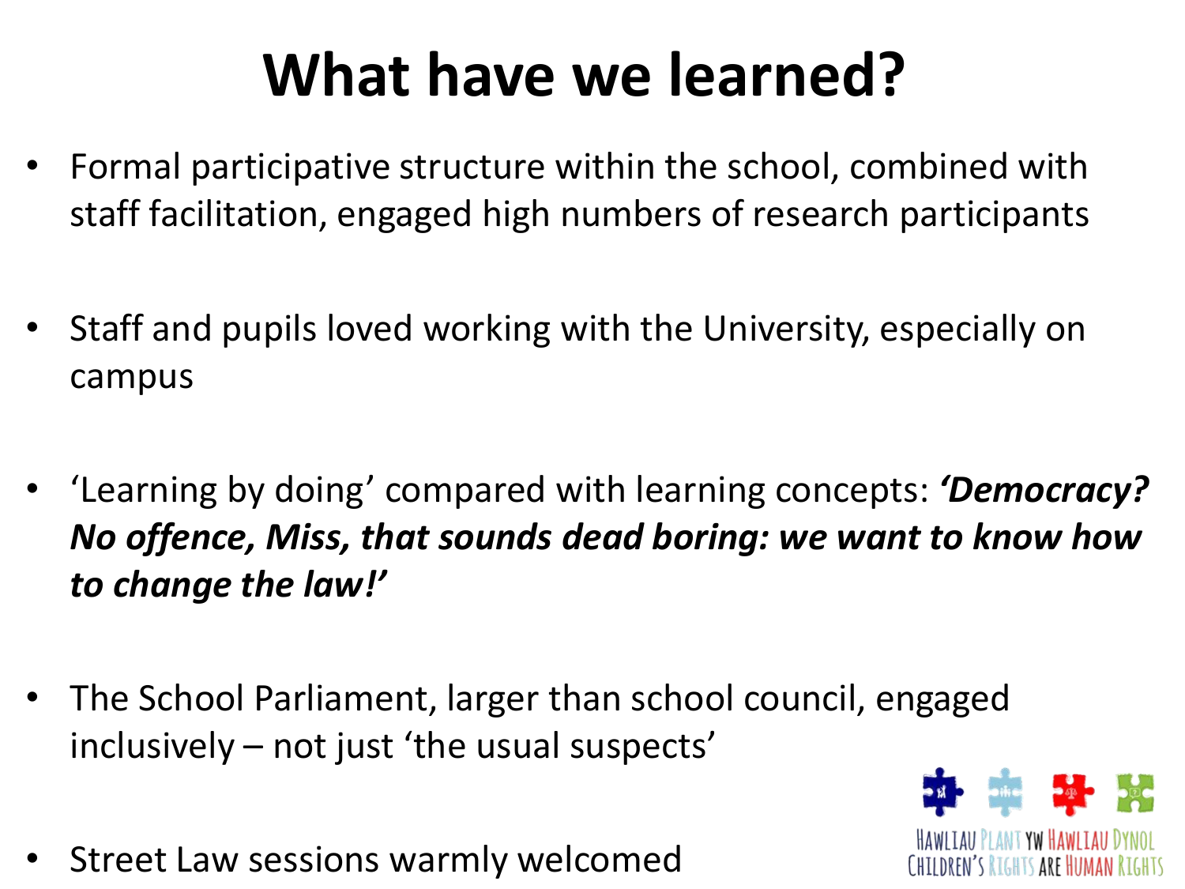# What have we learned?

- Formal participative structure within the school, combined with staff facilitation, engaged high numbers of research participants
- Staff and pupils loved working with the University, especially on campus
- 'Learning by doing' compared with learning concepts: ***'Democracy? No offence, Miss, that sounds dead boring: we want to know how to change the law!'***
- The School Parliament, larger than school council, engaged inclusively – not just 'the usual suspects'
- Street Law sessions warmly welcomed

HAWLIAU PLANT YW HAWLIAU DYNOL
CHILDREN'S RIGHTS ARE HUMAN RIGHTS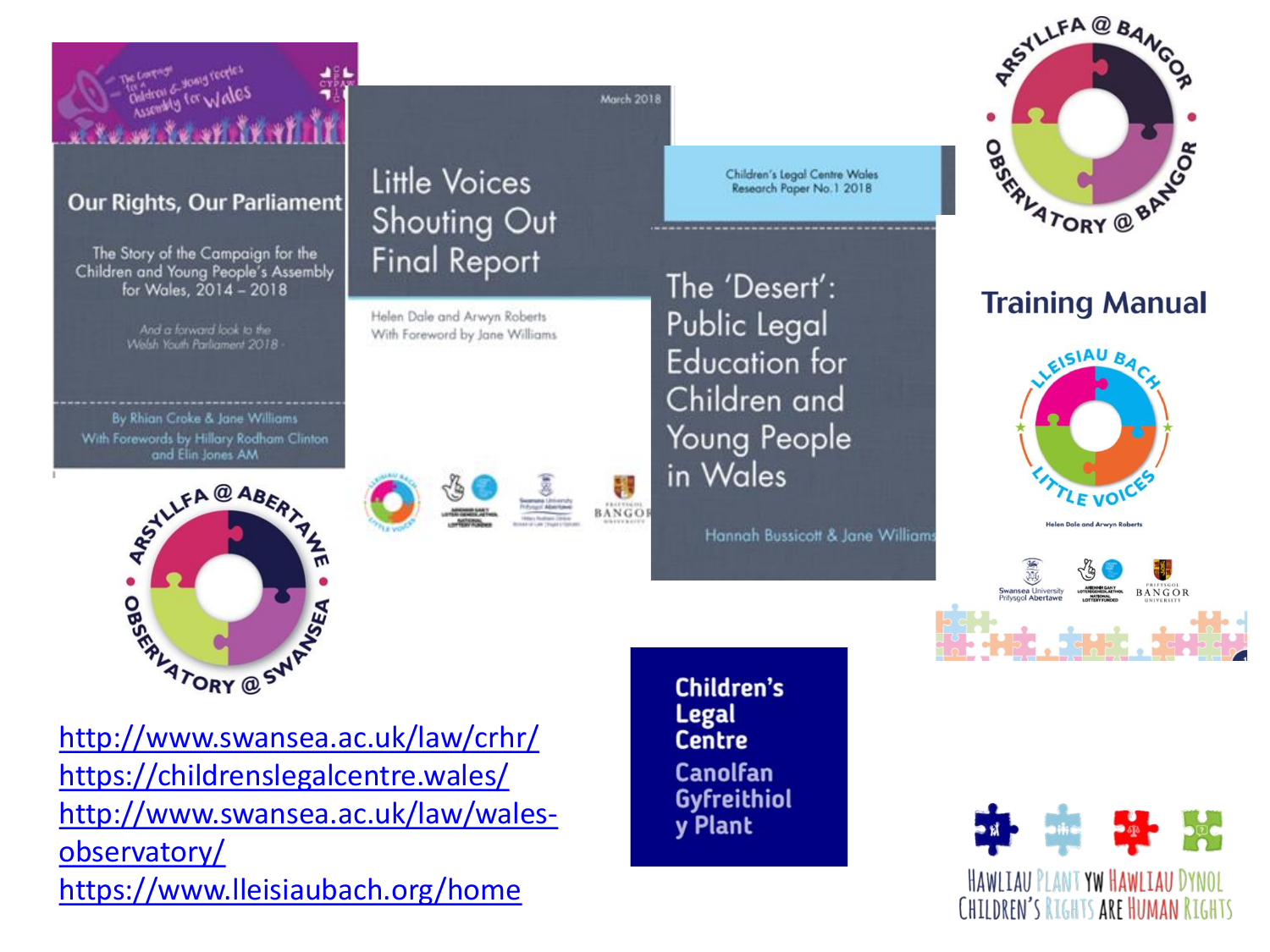The Campaign for a Children & Young People's Assembly for Wales

CYPAW

**Our Rights, Our Parliament**

The Story of the Campaign for the Children and Young People's Assembly for Wales, 2014 – 2018

*And a forward look to the Welsh Youth Parliament 2018*

By Rhian Croke & Jane Williams

With Forewords by Hillary Rodham Clinton and Elin Jones AM

March 2018

**Little Voices Shouting Out Final Report**

Helen Dale and Arwyn Roberts

With Foreword by Jane Williams

Children's Legal Centre Wales Research Paper No. 1 2018

**The 'Desert': Public Legal Education for Children and Young People in Wales**

Hannah Bussicott & Jane Williams

ARSYLLFA @ BANGOR
OBSERVATORY @ BANGOR

**Training Manual**

LLEISIAU BACH
LITTLE VOICES

Helen Dale and Arwyn Roberts

Swansea University Prifysgol Abertawe

BANGOR UNIVERSITY

ARSYLLFA @ ABERTAWE
OBSERVATORY @ SWANSEA

**Children's Legal Centre**
**Canolfan Gyfreithiol y Plant**

HAWLIAU PLANT YW HAWLIAU DYNOL
CHILDREN'S RIGHTS ARE HUMAN RIGHTS

http://www.swansea.ac.uk/law/crhr/
https://childrenslegalcentre.wales/
http://www.swansea.ac.uk/law/wales-observatory/
https://www.lleisiaubach.org/home